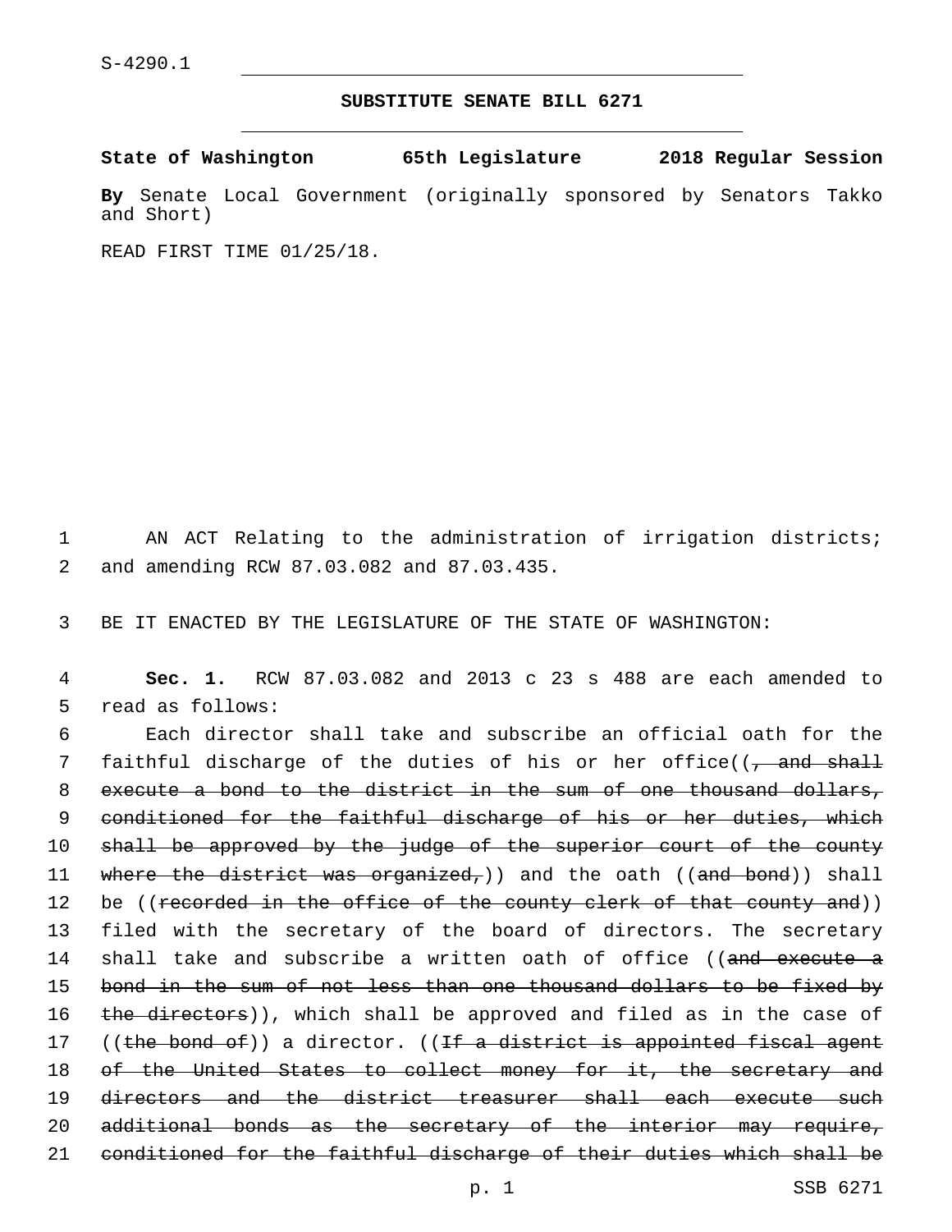S-4290.1

## SUBSTITUTE SENATE BILL 6271

**State of Washington 65th Legislature 2018 Regular Session**

**By** Senate Local Government (originally sponsored by Senators Takko and Short)

READ FIRST TIME 01/25/18.

AN ACT Relating to the administration of irrigation districts; and amending RCW 87.03.082 and 87.03.435.

BE IT ENACTED BY THE LEGISLATURE OF THE STATE OF WASHINGTON:

**Sec. 1.** RCW 87.03.082 and 2013 c 23 s 488 are each amended to read as follows:

Each director shall take and subscribe an official oath for the faithful discharge of the duties of his or her office((~~, and shall execute a bond to the district in the sum of one thousand dollars, conditioned for the faithful discharge of his or her duties, which shall be approved by the judge of the superior court of the county where the district was organized,~~)) and the oath ((~~and bond~~)) shall be ((~~recorded in the office of the county clerk of that county and~~)) filed with the secretary of the board of directors. The secretary shall take and subscribe a written oath of office ((~~and execute a bond in the sum of not less than one thousand dollars to be fixed by the directors~~)), which shall be approved and filed as in the case of ((~~the bond of~~)) a director. ((~~If a district is appointed fiscal agent of the United States to collect money for it, the secretary and directors and the district treasurer shall each execute such additional bonds as the secretary of the interior may require, conditioned for the faithful discharge of their duties which shall be~~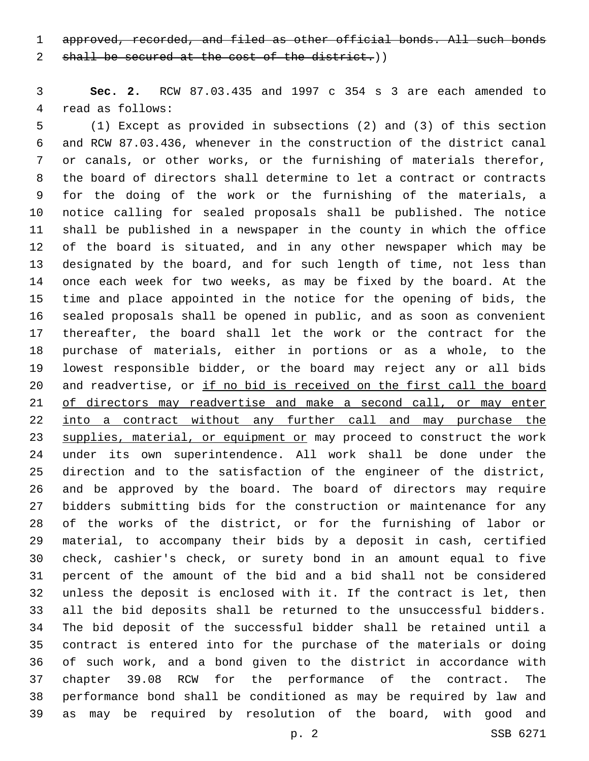~~approved, recorded, and filed as other official bonds. All such bonds shall be secured at the cost of the district.~~))

**Sec. 2.** RCW 87.03.435 and 1997 c 354 s 3 are each amended to read as follows:

(1) Except as provided in subsections (2) and (3) of this section and RCW 87.03.436, whenever in the construction of the district canal or canals, or other works, or the furnishing of materials therefor, the board of directors shall determine to let a contract or contracts for the doing of the work or the furnishing of the materials, a notice calling for sealed proposals shall be published. The notice shall be published in a newspaper in the county in which the office of the board is situated, and in any other newspaper which may be designated by the board, and for such length of time, not less than once each week for two weeks, as may be fixed by the board. At the time and place appointed in the notice for the opening of bids, the sealed proposals shall be opened in public, and as soon as convenient thereafter, the board shall let the work or the contract for the purchase of materials, either in portions or as a whole, to the lowest responsible bidder, or the board may reject any or all bids and readvertise, or <u>if no bid is received on the first call the board of directors may readvertise and make a second call, or may enter into a contract without any further call and may purchase the supplies, material, or equipment or</u> may proceed to construct the work under its own superintendence. All work shall be done under the direction and to the satisfaction of the engineer of the district, and be approved by the board. The board of directors may require bidders submitting bids for the construction or maintenance for any of the works of the district, or for the furnishing of labor or material, to accompany their bids by a deposit in cash, certified check, cashier's check, or surety bond in an amount equal to five percent of the amount of the bid and a bid shall not be considered unless the deposit is enclosed with it. If the contract is let, then all the bid deposits shall be returned to the unsuccessful bidders. The bid deposit of the successful bidder shall be retained until a contract is entered into for the purchase of the materials or doing of such work, and a bond given to the district in accordance with chapter 39.08 RCW for the performance of the contract. The performance bond shall be conditioned as may be required by law and as may be required by resolution of the board, with good and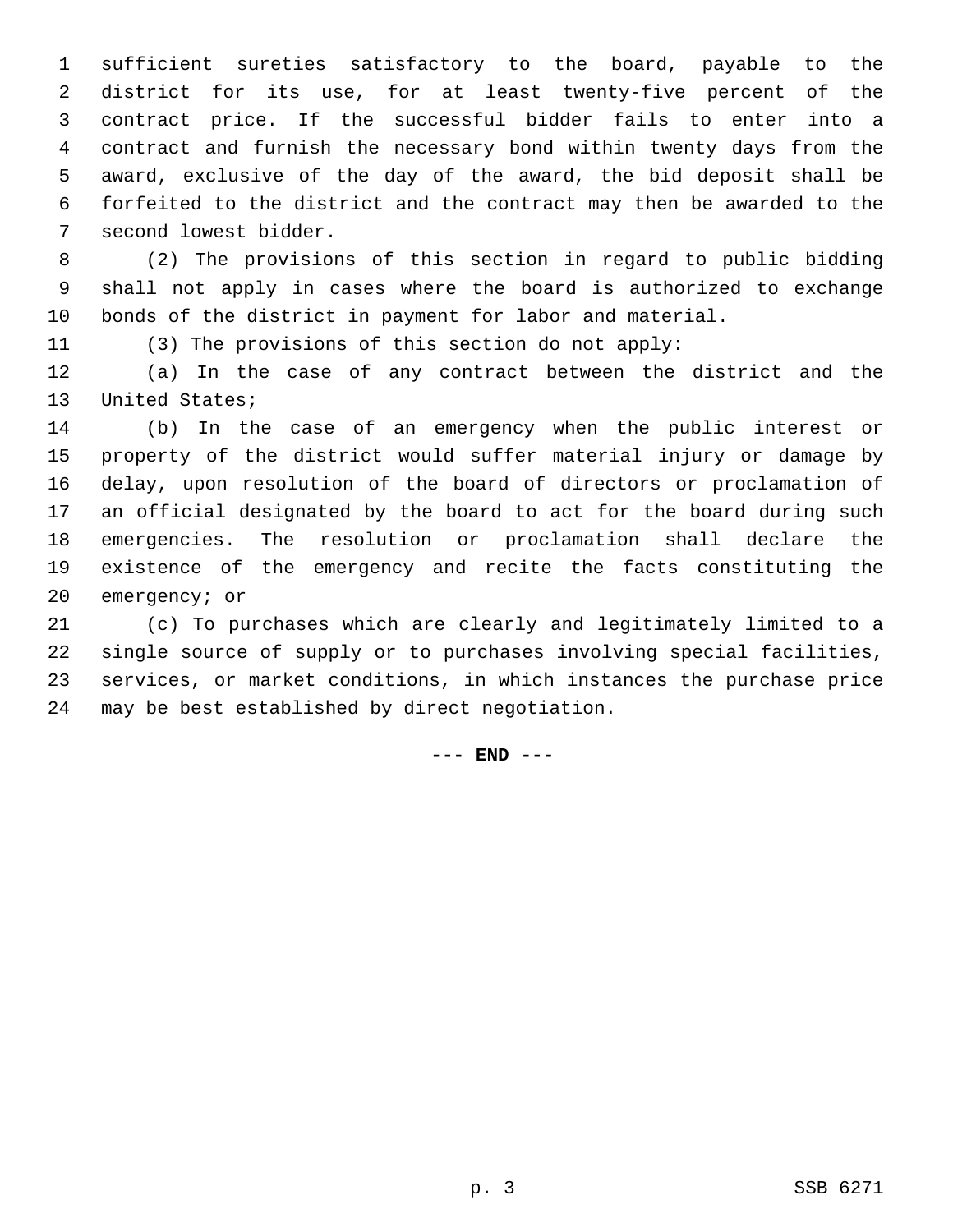sufficient sureties satisfactory to the board, payable to the district for its use, for at least twenty-five percent of the contract price. If the successful bidder fails to enter into a contract and furnish the necessary bond within twenty days from the award, exclusive of the day of the award, the bid deposit shall be forfeited to the district and the contract may then be awarded to the second lowest bidder.

(2) The provisions of this section in regard to public bidding shall not apply in cases where the board is authorized to exchange bonds of the district in payment for labor and material.

(3) The provisions of this section do not apply:

(a) In the case of any contract between the district and the United States;

(b) In the case of an emergency when the public interest or property of the district would suffer material injury or damage by delay, upon resolution of the board of directors or proclamation of an official designated by the board to act for the board during such emergencies. The resolution or proclamation shall declare the existence of the emergency and recite the facts constituting the emergency; or

(c) To purchases which are clearly and legitimately limited to a single source of supply or to purchases involving special facilities, services, or market conditions, in which instances the purchase price may be best established by direct negotiation.

**--- END ---**